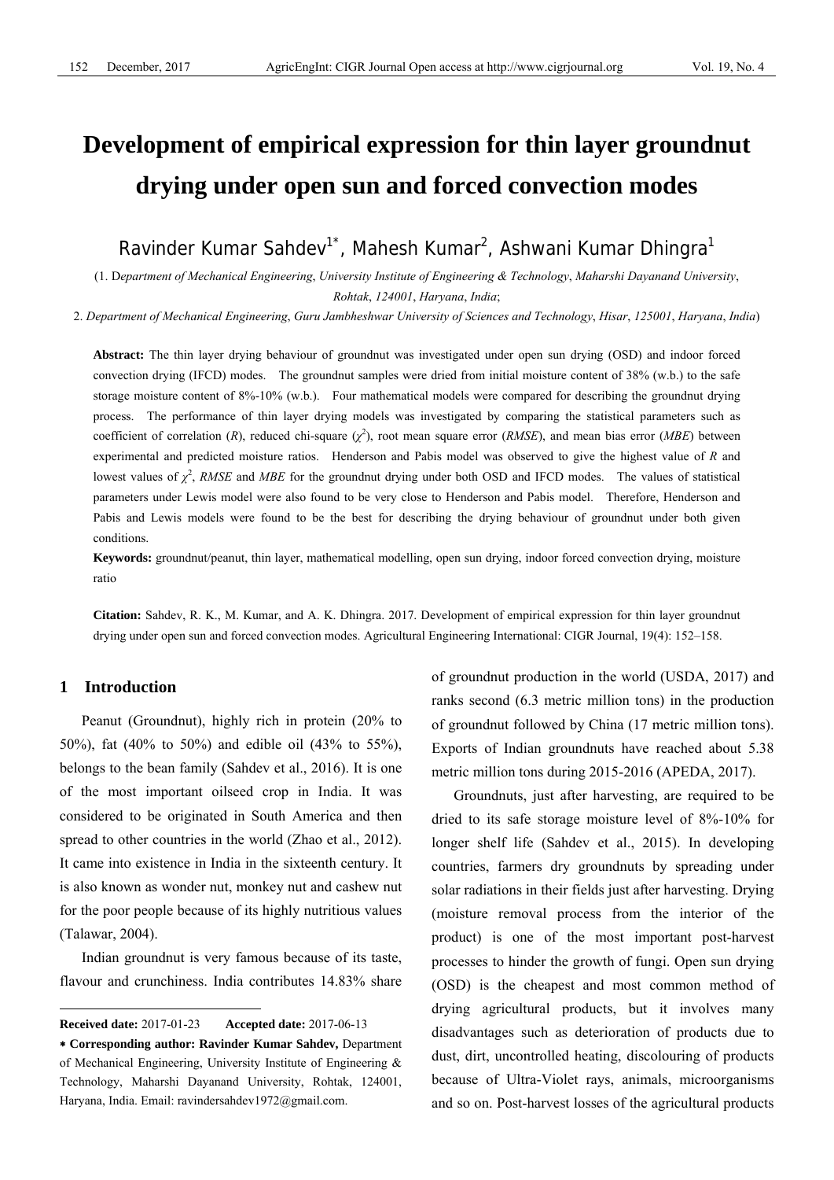# Development of empirical expression for thin layer groundnut drying under open sun and forced convection modes

Ravinder Kumar Sahdev[1*], Mahesh Kumar[2], Ashwani Kumar Dhingra[1]

(1. *Department of Mechanical Engineering*, *University Institute of Engineering & Technology*, *Maharshi Dayanand University*, *Rohtak*, *124001*, *Haryana*, *India*;

2. *Department of Mechanical Engineering*, *Guru Jambheshwar University of Sciences and Technology*, *Hisar*, *125001*, *Haryana*, *India*)

**Abstract:** The thin layer drying behaviour of groundnut was investigated under open sun drying (OSD) and indoor forced convection drying (IFCD) modes. The groundnut samples were dried from initial moisture content of 38% (w.b.) to the safe storage moisture content of 8%-10% (w.b.). Four mathematical models were compared for describing the groundnut drying process. The performance of thin layer drying models was investigated by comparing the statistical parameters such as coefficient of correlation (*R*), reduced chi-square ($\chi^2$), root mean square error (*RMSE*), and mean bias error (*MBE*) between experimental and predicted moisture ratios. Henderson and Pabis model was observed to give the highest value of *R* and lowest values of $\chi^2$, *RMSE* and *MBE* for the groundnut drying under both OSD and IFCD modes. The values of statistical parameters under Lewis model were also found to be very close to Henderson and Pabis model. Therefore, Henderson and Pabis and Lewis models were found to be the best for describing the drying behaviour of groundnut under both given conditions.

**Keywords:** groundnut/peanut, thin layer, mathematical modelling, open sun drying, indoor forced convection drying, moisture ratio

**Citation:** Sahdev, R. K., M. Kumar, and A. K. Dhingra. 2017. Development of empirical expression for thin layer groundnut drying under open sun and forced convection modes. Agricultural Engineering International: CIGR Journal, 19(4): 152–158.

## 1 Introduction

Peanut (Groundnut), highly rich in protein (20% to 50%), fat (40% to 50%) and edible oil (43% to 55%), belongs to the bean family (Sahdev et al., 2016). It is one of the most important oilseed crop in India. It was considered to be originated in South America and then spread to other countries in the world (Zhao et al., 2012). It came into existence in India in the sixteenth century. It is also known as wonder nut, monkey nut and cashew nut for the poor people because of its highly nutritious values (Talawar, 2004).

Indian groundnut is very famous because of its taste, flavour and crunchiness. India contributes 14.83% share of groundnut production in the world (USDA, 2017) and ranks second (6.3 metric million tons) in the production of groundnut followed by China (17 metric million tons). Exports of Indian groundnuts have reached about 5.38 metric million tons during 2015-2016 (APEDA, 2017).

Groundnuts, just after harvesting, are required to be dried to its safe storage moisture level of 8%-10% for longer shelf life (Sahdev et al., 2015). In developing countries, farmers dry groundnuts by spreading under solar radiations in their fields just after harvesting. Drying (moisture removal process from the interior of the product) is one of the most important post-harvest processes to hinder the growth of fungi. Open sun drying (OSD) is the cheapest and most common method of drying agricultural products, but it involves many disadvantages such as deterioration of products due to dust, dirt, uncontrolled heating, discolouring of products because of Ultra-Violet rays, animals, microorganisms and so on. Post-harvest losses of the agricultural products

---

**Received date:** 2017-01-23 **Accepted date:** 2017-06-13

\* **Corresponding author: Ravinder Kumar Sahdev,** Department of Mechanical Engineering, University Institute of Engineering & Technology, Maharshi Dayanand University, Rohtak, 124001, Haryana, India. Email: ravindersahdev1972@gmail.com.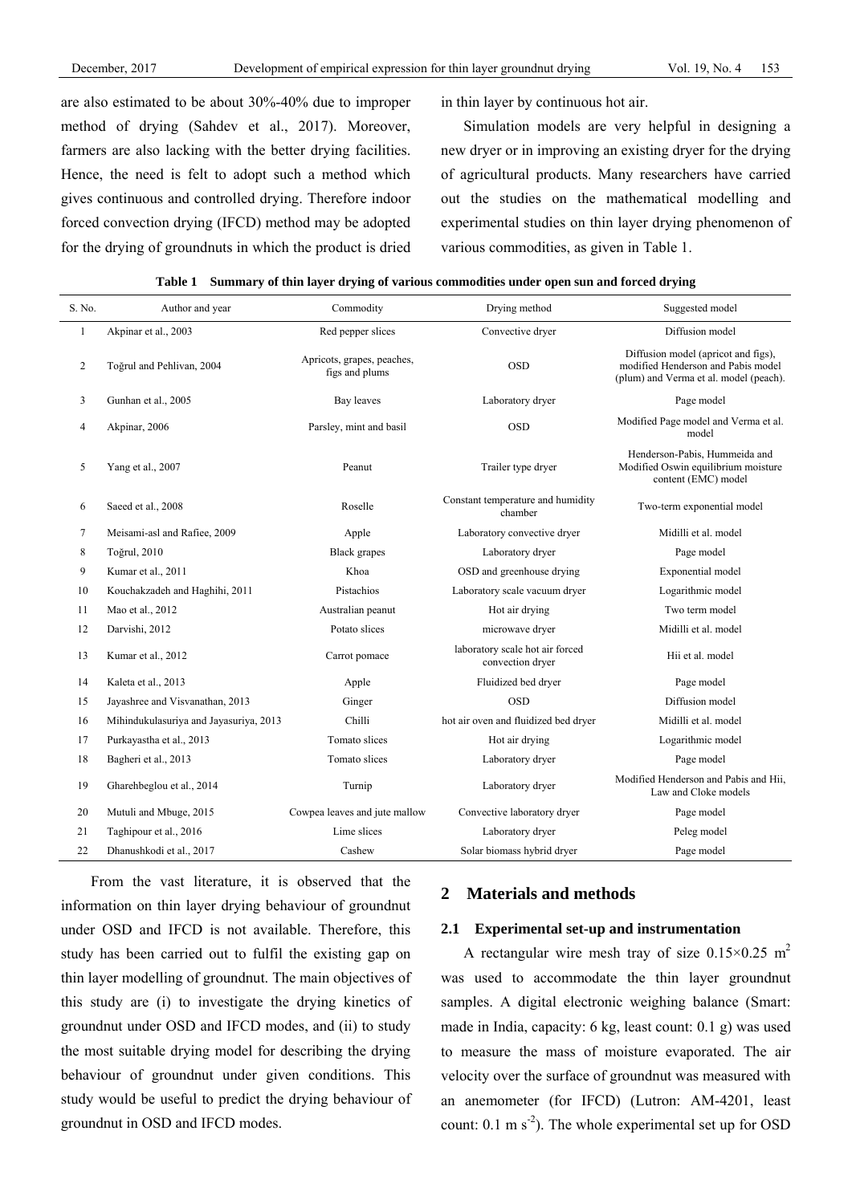are also estimated to be about 30%-40% due to improper method of drying (Sahdev et al., 2017). Moreover, farmers are also lacking with the better drying facilities. Hence, the need is felt to adopt such a method which gives continuous and controlled drying. Therefore indoor forced convection drying (IFCD) method may be adopted for the drying of groundnuts in which the product is dried in thin layer by continuous hot air.

Simulation models are very helpful in designing a new dryer or in improving an existing dryer for the drying of agricultural products. Many researchers have carried out the studies on the mathematical modelling and experimental studies on thin layer drying phenomenon of various commodities, as given in Table 1.

**Table 1 Summary of thin layer drying of various commodities under open sun and forced drying**

| S. No. | Author and year | Commodity | Drying method | Suggested model |
|---|---|---|---|---|
| 1 | Akpinar et al., 2003 | Red pepper slices | Convective dryer | Diffusion model |
| 2 | Toğrul and Pehlivan, 2004 | Apricots, grapes, peaches, figs and plums | OSD | Diffusion model (apricot and figs), modified Henderson and Pabis model (plum) and Verma et al. model (peach). |
| 3 | Gunhan et al., 2005 | Bay leaves | Laboratory dryer | Page model |
| 4 | Akpinar, 2006 | Parsley, mint and basil | OSD | Modified Page model and Verma et al. model |
| 5 | Yang et al., 2007 | Peanut | Trailer type dryer | Henderson-Pabis, Hummeida and Modified Oswin equilibrium moisture content (EMC) model |
| 6 | Saeed et al., 2008 | Roselle | Constant temperature and humidity chamber | Two-term exponential model |
| 7 | Meisami-asl and Rafiee, 2009 | Apple | Laboratory convective dryer | Midilli et al. model |
| 8 | Toğrul, 2010 | Black grapes | Laboratory dryer | Page model |
| 9 | Kumar et al., 2011 | Khoa | OSD and greenhouse drying | Exponential model |
| 10 | Kouchakzadeh and Haghihi, 2011 | Pistachios | Laboratory scale vacuum dryer | Logarithmic model |
| 11 | Mao et al., 2012 | Australian peanut | Hot air drying | Two term model |
| 12 | Darvishi, 2012 | Potato slices | microwave dryer | Midilli et al. model |
| 13 | Kumar et al., 2012 | Carrot pomace | laboratory scale hot air forced convection dryer | Hii et al. model |
| 14 | Kaleta et al., 2013 | Apple | Fluidized bed dryer | Page model |
| 15 | Jayashree and Visvanathan, 2013 | Ginger | OSD | Diffusion model |
| 16 | Mihindukulasuriya and Jayasuriya, 2013 | Chilli | hot air oven and fluidized bed dryer | Midilli et al. model |
| 17 | Purkayastha et al., 2013 | Tomato slices | Hot air drying | Logarithmic model |
| 18 | Bagheri et al., 2013 | Tomato slices | Laboratory dryer | Page model |
| 19 | Gharehbeglou et al., 2014 | Turnip | Laboratory dryer | Modified Henderson and Pabis and Hii, Law and Cloke models |
| 20 | Mutuli and Mbuge, 2015 | Cowpea leaves and jute mallow | Convective laboratory dryer | Page model |
| 21 | Taghipour et al., 2016 | Lime slices | Laboratory dryer | Peleg model |
| 22 | Dhanushkodi et al., 2017 | Cashew | Solar biomass hybrid dryer | Page model |

From the vast literature, it is observed that the information on thin layer drying behaviour of groundnut under OSD and IFCD is not available. Therefore, this study has been carried out to fulfil the existing gap on thin layer modelling of groundnut. The main objectives of this study are (i) to investigate the drying kinetics of groundnut under OSD and IFCD modes, and (ii) to study the most suitable drying model for describing the drying behaviour of groundnut under given conditions. This study would be useful to predict the drying behaviour of groundnut in OSD and IFCD modes.

## 2 Materials and methods

### 2.1 Experimental set-up and instrumentation

A rectangular wire mesh tray of size $0.15\times0.25$ m$^2$ was used to accommodate the thin layer groundnut samples. A digital electronic weighing balance (Smart: made in India, capacity: 6 kg, least count: 0.1 g) was used to measure the mass of moisture evaporated. The air velocity over the surface of groundnut was measured with an anemometer (for IFCD) (Lutron: AM-4201, least count: 0.1 m s$^{-2}$). The whole experimental set up for OSD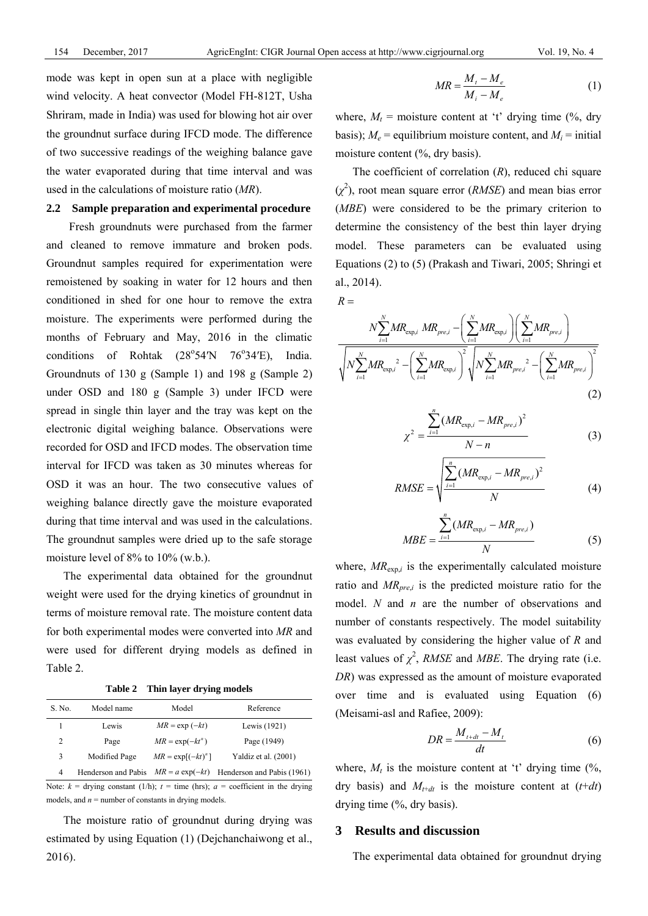mode was kept in open sun at a place with negligible wind velocity. A heat convector (Model FH-812T, Usha Shriram, made in India) was used for blowing hot air over the groundnut surface during IFCD mode. The difference of two successive readings of the weighing balance gave the water evaporated during that time interval and was used in the calculations of moisture ratio (*MR*).

## 2.2 Sample preparation and experimental procedure

Fresh groundnuts were purchased from the farmer and cleaned to remove immature and broken pods. Groundnut samples required for experimentation were remoistened by soaking in water for 12 hours and then conditioned in shed for one hour to remove the extra moisture. The experiments were performed during the months of February and May, 2016 in the climatic conditions of Rohtak (28°54′N 76°34′E), India. Groundnuts of 130 g (Sample 1) and 198 g (Sample 2) under OSD and 180 g (Sample 3) under IFCD were spread in single thin layer and the tray was kept on the electronic digital weighing balance. Observations were recorded for OSD and IFCD modes. The observation time interval for IFCD was taken as 30 minutes whereas for OSD it was an hour. The two consecutive values of weighing balance directly gave the moisture evaporated during that time interval and was used in the calculations. The groundnut samples were dried up to the safe storage moisture level of 8% to 10% (w.b.).

The experimental data obtained for the groundnut weight were used for the drying kinetics of groundnut in terms of moisture removal rate. The moisture content data for both experimental modes were converted into *MR* and were used for different drying models as defined in Table 2.

**Table 2 Thin layer drying models**

| S. No. | Model name | Model | Reference |
|---|---|---|---|
| 1 | Lewis | $MR = \exp(-kt)$ | Lewis (1921) |
| 2 | Page | $MR = \exp(-kt^n)$ | Page (1949) |
| 3 | Modified Page | $MR = \exp[(-kt)^n]$ | Yaldiz et al. (2001) |
| 4 | Henderson and Pabis | $MR = a\exp(-kt)$ | Henderson and Pabis (1961) |

Note: $k$ = drying constant (1/h); $t$ = time (hrs); $a$ = coefficient in the drying models, and $n$ = number of constants in drying models.

The moisture ratio of groundnut during drying was estimated by using Equation (1) (Dejchanchaiwong et al., 2016).

$$MR = \frac{M_t - M_e}{M_i - M_e} \tag{1}$$

where, $M_t$ = moisture content at 't' drying time (%, dry basis); $M_e$ = equilibrium moisture content, and $M_i$ = initial moisture content (%, dry basis).

The coefficient of correlation ($R$), reduced chi square ($\chi^2$), root mean square error ($RMSE$) and mean bias error ($MBE$) were considered to be the primary criterion to determine the consistency of the best thin layer drying model. These parameters can be evaluated using Equations (2) to (5) (Prakash and Tiwari, 2005; Shringi et al., 2014).

$$R = \frac{N\sum_{i=1}^{N} MR_{\exp,i}\, MR_{pre,i} - \left(\sum_{i=1}^{N} MR_{\exp,i}\right)\left(\sum_{i=1}^{N} MR_{pre,i}\right)}{\sqrt{N\sum_{i=1}^{N} MR_{\exp,i}^{2} - \left(\sum_{i=1}^{N} MR_{\exp,i}\right)^2}\sqrt{N\sum_{i=1}^{N} MR_{pre,i}^{2} - \left(\sum_{i=1}^{N} MR_{pre,i}\right)^2}} \tag{2}$$

$$\chi^2 = \frac{\sum_{i=1}^{n}(MR_{\exp,i} - MR_{pre,i})^2}{N-n} \tag{3}$$

$$RMSE = \sqrt{\frac{\sum_{i=1}^{n}(MR_{\exp,i} - MR_{pre,i})^2}{N}} \tag{4}$$

$$MBE = \frac{\sum_{i=1}^{n}(MR_{\exp,i} - MR_{pre,i})}{N} \tag{5}$$

where, $MR_{\exp,i}$ is the experimentally calculated moisture ratio and $MR_{pre,i}$ is the predicted moisture ratio for the model. $N$ and $n$ are the number of observations and number of constants respectively. The model suitability was evaluated by considering the higher value of $R$ and least values of $\chi^2$, $RMSE$ and $MBE$. The drying rate (i.e. $DR$) was expressed as the amount of moisture evaporated over time and is evaluated using Equation (6) (Meisami-asl and Rafiee, 2009):

$$DR = \frac{M_{t+dt} - M_t}{dt} \tag{6}$$

where, $M_t$ is the moisture content at 't' drying time (%, dry basis) and $M_{t+dt}$ is the moisture content at ($t$+$dt$) drying time (%, dry basis).

# 3 Results and discussion

The experimental data obtained for groundnut drying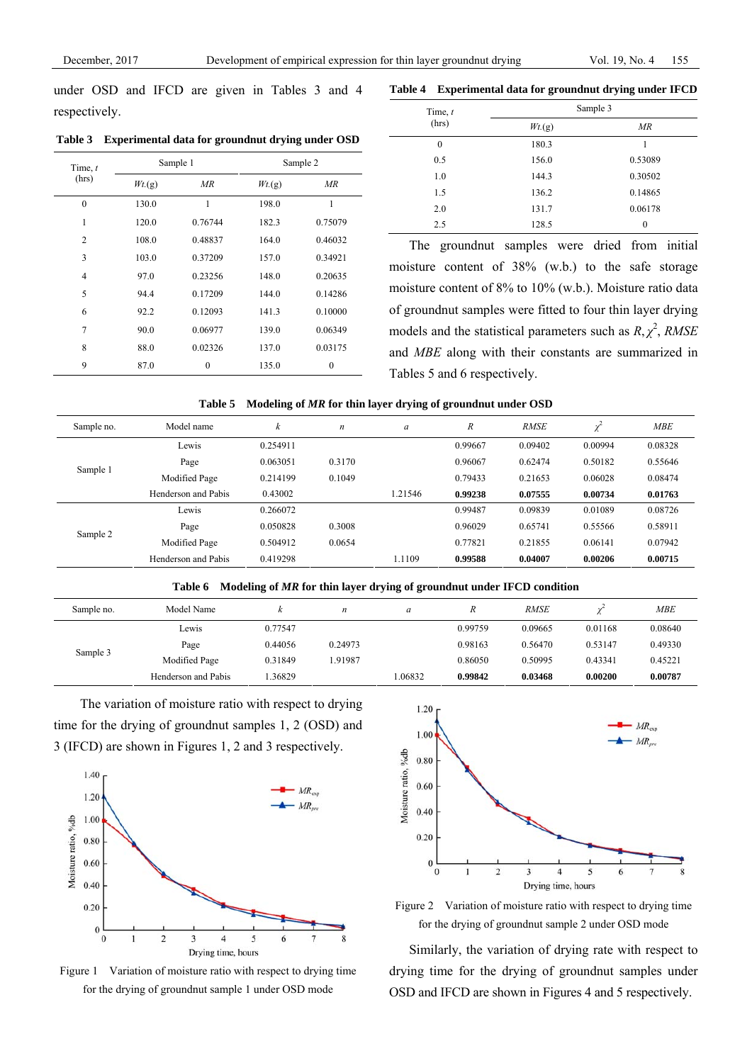under OSD and IFCD are given in Tables 3 and 4 respectively.

**Table 3 Experimental data for groundnut drying under OSD**

| Time, *t* (hrs) | Sample 1 | | Sample 2 | |
|---|---|---|---|---|
| | *Wt.*(g) | *MR* | *Wt.*(g) | *MR* |
| 0 | 130.0 | 1 | 198.0 | 1 |
| 1 | 120.0 | 0.76744 | 182.3 | 0.75079 |
| 2 | 108.0 | 0.48837 | 164.0 | 0.46032 |
| 3 | 103.0 | 0.37209 | 157.0 | 0.34921 |
| 4 | 97.0 | 0.23256 | 148.0 | 0.20635 |
| 5 | 94.4 | 0.17209 | 144.0 | 0.14286 |
| 6 | 92.2 | 0.12093 | 141.3 | 0.10000 |
| 7 | 90.0 | 0.06977 | 139.0 | 0.06349 |
| 8 | 88.0 | 0.02326 | 137.0 | 0.03175 |
| 9 | 87.0 | 0 | 135.0 | 0 |

**Table 4 Experimental data for groundnut drying under IFCD**

| Time, *t* (hrs) | Sample 3 | |
|---|---|---|
| | *Wt.*(g) | *MR* |
| 0 | 180.3 | 1 |
| 0.5 | 156.0 | 0.53089 |
| 1.0 | 144.3 | 0.30502 |
| 1.5 | 136.2 | 0.14865 |
| 2.0 | 131.7 | 0.06178 |
| 2.5 | 128.5 | 0 |

The groundnut samples were dried from initial moisture content of 38% (w.b.) to the safe storage moisture content of 8% to 10% (w.b.). Moisture ratio data of groundnut samples were fitted to four thin layer drying models and the statistical parameters such as $R$, $\chi^2$, *RMSE* and *MBE* along with their constants are summarized in Tables 5 and 6 respectively.

**Table 5 Modeling of *MR* for thin layer drying of groundnut under OSD**

| Sample no. | Model name | *k* | *n* | *a* | *R* | *RMSE* | $\chi^2$ | *MBE* |
|---|---|---|---|---|---|---|---|---|
| Sample 1 | Lewis | 0.254911 | | | 0.99667 | 0.09402 | 0.00994 | 0.08328 |
| | Page | 0.063051 | 0.3170 | | 0.96067 | 0.62474 | 0.50182 | 0.55646 |
| | Modified Page | 0.214199 | 0.1049 | | 0.79433 | 0.21653 | 0.06028 | 0.08474 |
| | Henderson and Pabis | 0.43002 | | 1.21546 | **0.99238** | **0.07555** | **0.00734** | **0.01763** |
| Sample 2 | Lewis | 0.266072 | | | 0.99487 | 0.09839 | 0.01089 | 0.08726 |
| | Page | 0.050828 | 0.3008 | | 0.96029 | 0.65741 | 0.55566 | 0.58911 |
| | Modified Page | 0.504912 | 0.0654 | | 0.77821 | 0.21855 | 0.06141 | 0.07942 |
| | Henderson and Pabis | 0.419298 | | 1.1109 | **0.99588** | **0.04007** | **0.00206** | **0.00715** |

**Table 6 Modeling of *MR* for thin layer drying of groundnut under IFCD condition**

| Sample no. | Model Name | *k* | *n* | *a* | *R* | *RMSE* | $\chi^2$ | *MBE* |
|---|---|---|---|---|---|---|---|---|
| Sample 3 | Lewis | 0.77547 | | | 0.99759 | 0.09665 | 0.01168 | 0.08640 |
| | Page | 0.44056 | 0.24973 | | 0.98163 | 0.56470 | 0.53147 | 0.49330 |
| | Modified Page | 0.31849 | 1.91987 | | 0.86050 | 0.50995 | 0.43341 | 0.45221 |
| | Henderson and Pabis | 1.36829 | | 1.06832 | **0.99842** | **0.03468** | **0.00200** | **0.00787** |

The variation of moisture ratio with respect to drying time for the drying of groundnut samples 1, 2 (OSD) and 3 (IFCD) are shown in Figures 1, 2 and 3 respectively.

Figure 1 Variation of moisture ratio with respect to drying time for the drying of groundnut sample 1 under OSD mode

Figure 2 Variation of moisture ratio with respect to drying time for the drying of groundnut sample 2 under OSD mode

Similarly, the variation of drying rate with respect to drying time for the drying of groundnut samples under OSD and IFCD are shown in Figures 4 and 5 respectively.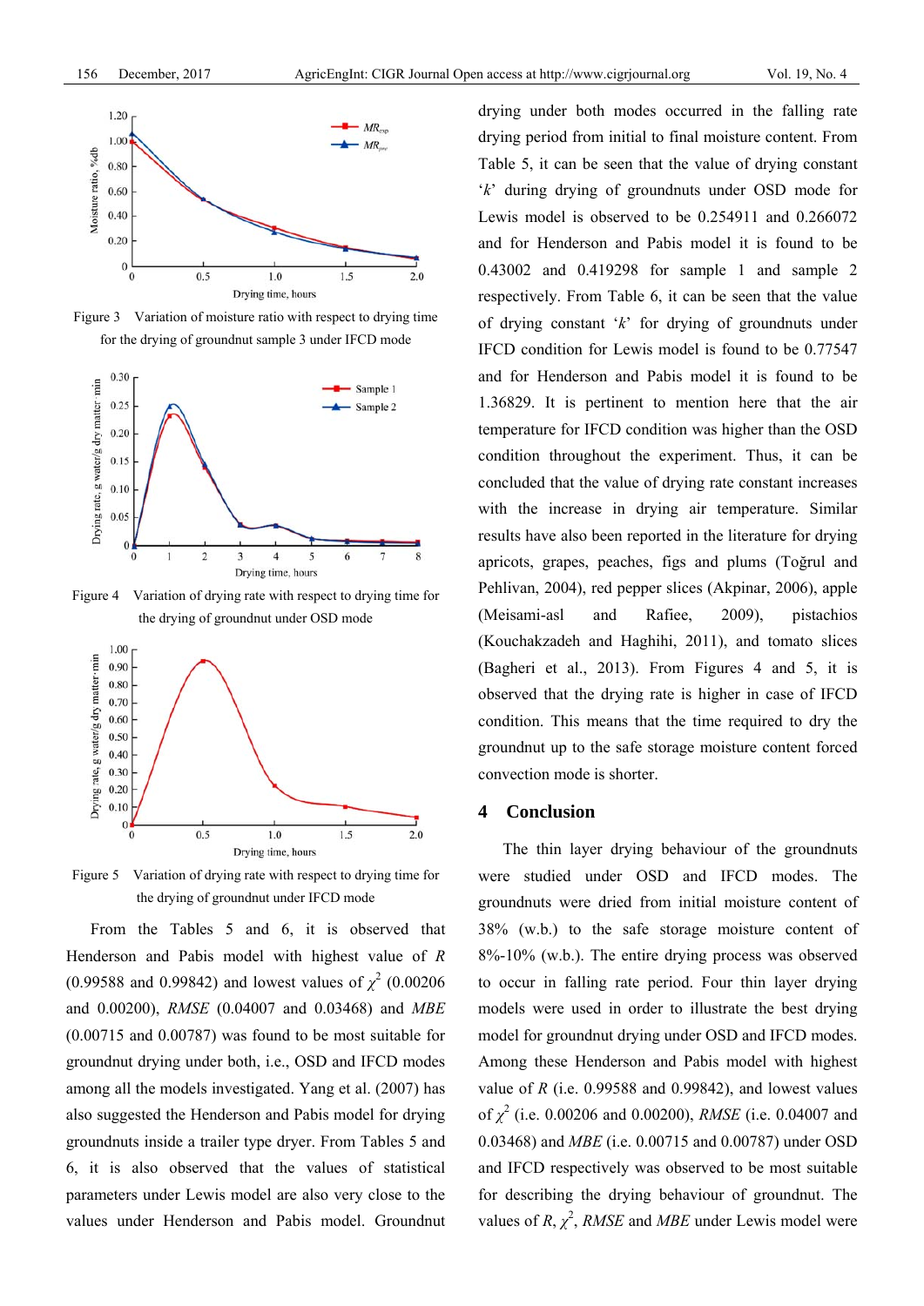Figure 3 Variation of moisture ratio with respect to drying time for the drying of groundnut sample 3 under IFCD mode

Figure 4 Variation of drying rate with respect to drying time for the drying of groundnut under OSD mode

Figure 5 Variation of drying rate with respect to drying time for the drying of groundnut under IFCD mode

From the Tables 5 and 6, it is observed that Henderson and Pabis model with highest value of $R$ (0.99588 and 0.99842) and lowest values of $\chi^2$ (0.00206 and 0.00200), *RMSE* (0.04007 and 0.03468) and *MBE* (0.00715 and 0.00787) was found to be most suitable for groundnut drying under both, i.e., OSD and IFCD modes among all the models investigated. Yang et al. (2007) has also suggested the Henderson and Pabis model for drying groundnuts inside a trailer type dryer. From Tables 5 and 6, it is also observed that the values of statistical parameters under Lewis model are also very close to the values under Henderson and Pabis model. Groundnut drying under both modes occurred in the falling rate drying period from initial to final moisture content. From Table 5, it can be seen that the value of drying constant '*k*' during drying of groundnuts under OSD mode for Lewis model is observed to be 0.254911 and 0.266072 and for Henderson and Pabis model it is found to be 0.43002 and 0.419298 for sample 1 and sample 2 respectively. From Table 6, it can be seen that the value of drying constant '*k*' for drying of groundnuts under IFCD condition for Lewis model is found to be 0.77547 and for Henderson and Pabis model it is found to be 1.36829. It is pertinent to mention here that the air temperature for IFCD condition was higher than the OSD condition throughout the experiment. Thus, it can be concluded that the value of drying rate constant increases with the increase in drying air temperature. Similar results have also been reported in the literature for drying apricots, grapes, peaches, figs and plums (Toğrul and Pehlivan, 2004), red pepper slices (Akpinar, 2006), apple (Meisami-asl and Rafiee, 2009), pistachios (Kouchakzadeh and Haghihi, 2011), and tomato slices (Bagheri et al., 2013). From Figures 4 and 5, it is observed that the drying rate is higher in case of IFCD condition. This means that the time required to dry the groundnut up to the safe storage moisture content forced convection mode is shorter.

## 4 Conclusion

The thin layer drying behaviour of the groundnuts were studied under OSD and IFCD modes. The groundnuts were dried from initial moisture content of 38% (w.b.) to the safe storage moisture content of 8%-10% (w.b.). The entire drying process was observed to occur in falling rate period. Four thin layer drying models were used in order to illustrate the best drying model for groundnut drying under OSD and IFCD modes. Among these Henderson and Pabis model with highest value of $R$ (i.e. 0.99588 and 0.99842), and lowest values of $\chi^2$ (i.e. 0.00206 and 0.00200), *RMSE* (i.e. 0.04007 and 0.03468) and *MBE* (i.e. 0.00715 and 0.00787) under OSD and IFCD respectively was observed to be most suitable for describing the drying behaviour of groundnut. The values of $R$, $\chi^2$, *RMSE* and *MBE* under Lewis model were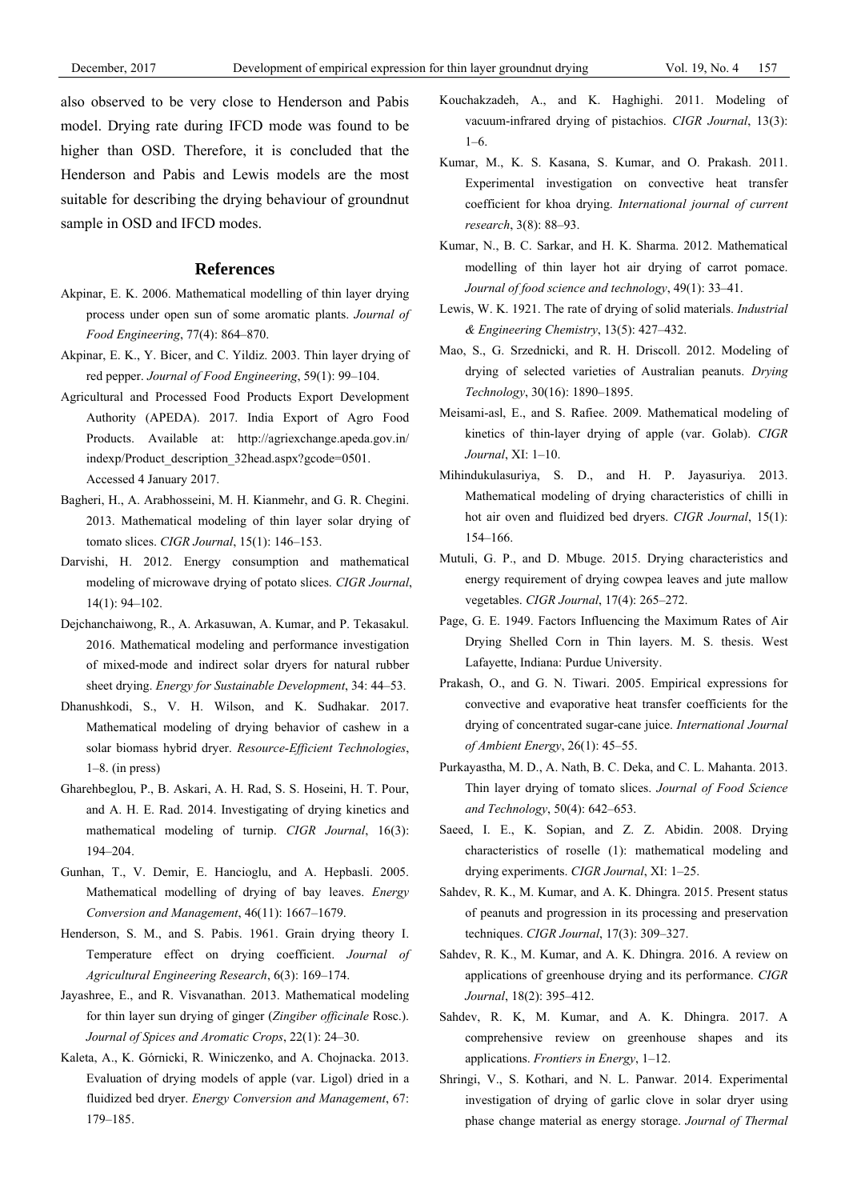also observed to be very close to Henderson and Pabis model. Drying rate during IFCD mode was found to be higher than OSD. Therefore, it is concluded that the Henderson and Pabis and Lewis models are the most suitable for describing the drying behaviour of groundnut sample in OSD and IFCD modes.

## References

Akpinar, E. K. 2006. Mathematical modelling of thin layer drying process under open sun of some aromatic plants. *Journal of Food Engineering*, 77(4): 864–870.

Akpinar, E. K., Y. Bicer, and C. Yildiz. 2003. Thin layer drying of red pepper. *Journal of Food Engineering*, 59(1): 99–104.

Agricultural and Processed Food Products Export Development Authority (APEDA). 2017. India Export of Agro Food Products. Available at: http://agriexchange.apeda.gov.in/indexp/Product_description_32head.aspx?gcode=0501. Accessed 4 January 2017.

Bagheri, H., A. Arabhosseini, M. H. Kianmehr, and G. R. Chegini. 2013. Mathematical modeling of thin layer solar drying of tomato slices. *CIGR Journal*, 15(1): 146–153.

Darvishi, H. 2012. Energy consumption and mathematical modeling of microwave drying of potato slices. *CIGR Journal*, 14(1): 94–102.

Dejchanchaiwong, R., A. Arkasuwan, A. Kumar, and P. Tekasakul. 2016. Mathematical modeling and performance investigation of mixed-mode and indirect solar dryers for natural rubber sheet drying. *Energy for Sustainable Development*, 34: 44–53.

Dhanushkodi, S., V. H. Wilson, and K. Sudhakar. 2017. Mathematical modeling of drying behavior of cashew in a solar biomass hybrid dryer. *Resource-Efficient Technologies*, 1–8. (in press)

Gharehbeglou, P., B. Askari, A. H. Rad, S. S. Hoseini, H. T. Pour, and A. H. E. Rad. 2014. Investigating of drying kinetics and mathematical modeling of turnip. *CIGR Journal*, 16(3): 194–204.

Gunhan, T., V. Demir, E. Hancioglu, and A. Hepbasli. 2005. Mathematical modelling of drying of bay leaves. *Energy Conversion and Management*, 46(11): 1667–1679.

Henderson, S. M., and S. Pabis. 1961. Grain drying theory I. Temperature effect on drying coefficient. *Journal of Agricultural Engineering Research*, 6(3): 169–174.

Jayashree, E., and R. Visvanathan. 2013. Mathematical modeling for thin layer sun drying of ginger (*Zingiber officinale* Rosc.). *Journal of Spices and Aromatic Crops*, 22(1): 24–30.

Kaleta, A., K. Górnicki, R. Winiczenko, and A. Chojnacka. 2013. Evaluation of drying models of apple (var. Ligol) dried in a fluidized bed dryer. *Energy Conversion and Management*, 67: 179–185.

Kouchakzadeh, A., and K. Haghighi. 2011. Modeling of vacuum-infrared drying of pistachios. *CIGR Journal*, 13(3): 1–6.

Kumar, M., K. S. Kasana, S. Kumar, and O. Prakash. 2011. Experimental investigation on convective heat transfer coefficient for khoa drying. *International journal of current research*, 3(8): 88–93.

Kumar, N., B. C. Sarkar, and H. K. Sharma. 2012. Mathematical modelling of thin layer hot air drying of carrot pomace. *Journal of food science and technology*, 49(1): 33–41.

Lewis, W. K. 1921. The rate of drying of solid materials. *Industrial & Engineering Chemistry*, 13(5): 427–432.

Mao, S., G. Srzednicki, and R. H. Driscoll. 2012. Modeling of drying of selected varieties of Australian peanuts. *Drying Technology*, 30(16): 1890–1895.

Meisami-asl, E., and S. Rafiee. 2009. Mathematical modeling of kinetics of thin-layer drying of apple (var. Golab). *CIGR Journal*, XI: 1–10.

Mihindukulasuriya, S. D., and H. P. Jayasuriya. 2013. Mathematical modeling of drying characteristics of chilli in hot air oven and fluidized bed dryers. *CIGR Journal*, 15(1): 154–166.

Mutuli, G. P., and D. Mbuge. 2015. Drying characteristics and energy requirement of drying cowpea leaves and jute mallow vegetables. *CIGR Journal*, 17(4): 265–272.

Page, G. E. 1949. Factors Influencing the Maximum Rates of Air Drying Shelled Corn in Thin layers. M. S. thesis. West Lafayette, Indiana: Purdue University.

Prakash, O., and G. N. Tiwari. 2005. Empirical expressions for convective and evaporative heat transfer coefficients for the drying of concentrated sugar-cane juice. *International Journal of Ambient Energy*, 26(1): 45–55.

Purkayastha, M. D., A. Nath, B. C. Deka, and C. L. Mahanta. 2013. Thin layer drying of tomato slices. *Journal of Food Science and Technology*, 50(4): 642–653.

Saeed, I. E., K. Sopian, and Z. Z. Abidin. 2008. Drying characteristics of roselle (1): mathematical modeling and drying experiments. *CIGR Journal*, XI: 1–25.

Sahdev, R. K., M. Kumar, and A. K. Dhingra. 2015. Present status of peanuts and progression in its processing and preservation techniques. *CIGR Journal*, 17(3): 309–327.

Sahdev, R. K., M. Kumar, and A. K. Dhingra. 2016. A review on applications of greenhouse drying and its performance. *CIGR Journal*, 18(2): 395–412.

Sahdev, R. K, M. Kumar, and A. K. Dhingra. 2017. A comprehensive review on greenhouse shapes and its applications. *Frontiers in Energy*, 1–12.

Shringi, V., S. Kothari, and N. L. Panwar. 2014. Experimental investigation of drying of garlic clove in solar dryer using phase change material as energy storage. *Journal of Thermal*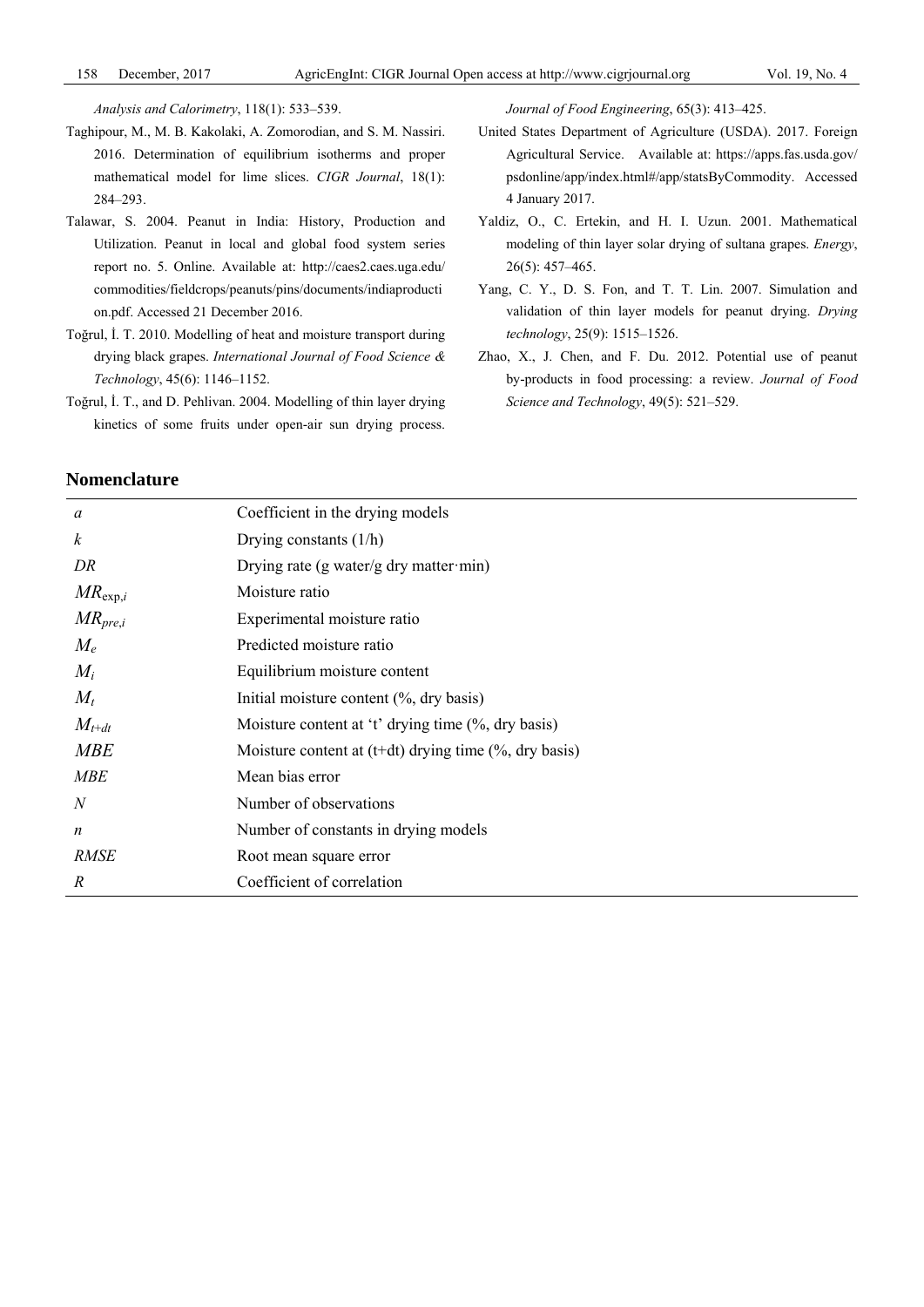*Analysis and Calorimetry*, 118(1): 533–539.

Taghipour, M., M. B. Kakolaki, A. Zomorodian, and S. M. Nassiri. 2016. Determination of equilibrium isotherms and proper mathematical model for lime slices. *CIGR Journal*, 18(1): 284–293.

Talawar, S. 2004. Peanut in India: History, Production and Utilization. Peanut in local and global food system series report no. 5. Online. Available at: http://caes2.caes.uga.edu/commodities/fieldcrops/peanuts/pins/documents/indiaproduction.pdf. Accessed 21 December 2016.

Toğrul, İ. T. 2010. Modelling of heat and moisture transport during drying black grapes. *International Journal of Food Science & Technology*, 45(6): 1146–1152.

Toğrul, İ. T., and D. Pehlivan. 2004. Modelling of thin layer drying kinetics of some fruits under open-air sun drying process. *Journal of Food Engineering*, 65(3): 413–425.

United States Department of Agriculture (USDA). 2017. Foreign Agricultural Service. Available at: https://apps.fas.usda.gov/psdonline/app/index.html#/app/statsByCommodity. Accessed 4 January 2017.

Yaldiz, O., C. Ertekin, and H. I. Uzun. 2001. Mathematical modeling of thin layer solar drying of sultana grapes. *Energy*, 26(5): 457–465.

Yang, C. Y., D. S. Fon, and T. T. Lin. 2007. Simulation and validation of thin layer models for peanut drying. *Drying technology*, 25(9): 1515–1526.

Zhao, X., J. Chen, and F. Du. 2012. Potential use of peanut by-products in food processing: a review. *Journal of Food Science and Technology*, 49(5): 521–529.

## Nomenclature

| | |
|---|---|
| $a$ | Coefficient in the drying models |
| $k$ | Drying constants (1/h) |
| $DR$ | Drying rate (g water/g dry matter·min) |
| $MR_{\exp,i}$ | Moisture ratio |
| $MR_{pre,i}$ | Experimental moisture ratio |
| $M_e$ | Predicted moisture ratio |
| $M_i$ | Equilibrium moisture content |
| $M_t$ | Initial moisture content (%, dry basis) |
| $M_{t+dt}$ | Moisture content at 't' drying time (%, dry basis) |
| $MBE$ | Moisture content at (t+dt) drying time (%, dry basis) |
| $MBE$ | Mean bias error |
| $N$ | Number of observations |
| $n$ | Number of constants in drying models |
| $RMSE$ | Root mean square error |
| $R$ | Coefficient of correlation |